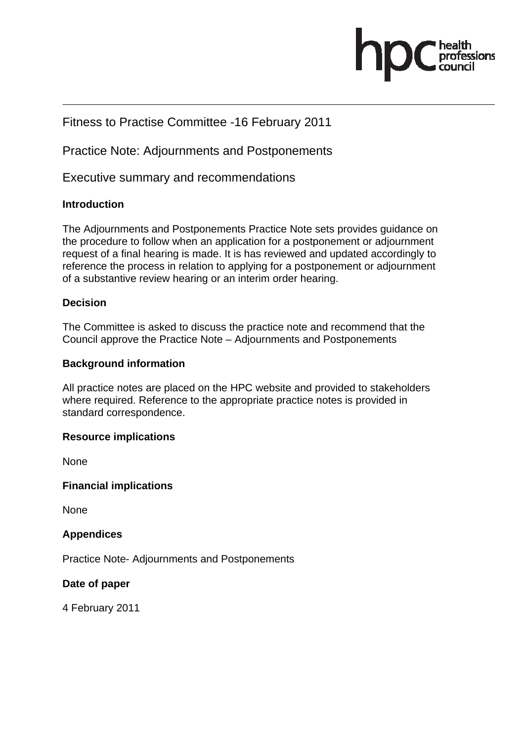hpc health professions council

Fitness to Practise Committee -16 February 2011

Practice Note: Adjournments and Postponements

Executive summary and recommendations

**Introduction**

The Adjournments and Postponements Practice Note sets provides guidance on the procedure to follow when an application for a postponement or adjournment request of a final hearing is made. It is has reviewed and updated accordingly to reference the process in relation to applying for a postponement or adjournment of a substantive review hearing or an interim order hearing.

**Decision**

The Committee is asked to discuss the practice note and recommend that the Council approve the Practice Note – Adjournments and Postponements

**Background information**

All practice notes are placed on the HPC website and provided to stakeholders where required. Reference to the appropriate practice notes is provided in standard correspondence.

**Resource implications**

None

**Financial implications**

None

**Appendices**

Practice Note- Adjournments and Postponements

**Date of paper**

4 February 2011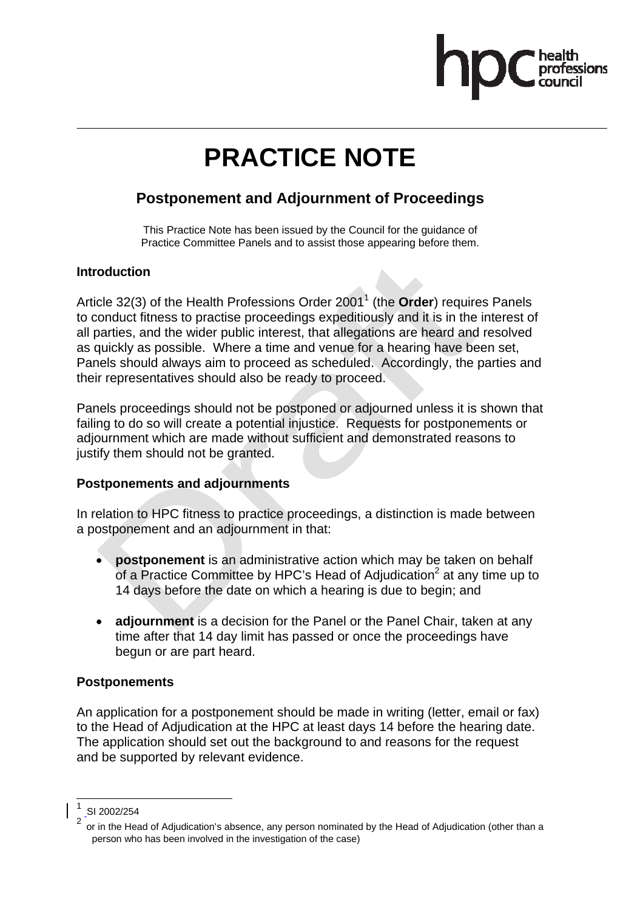# PRACTICE NOTE

## Postponement and Adjournment of Proceedings

This Practice Note has been issued by the Council for the guidance of Practice Committee Panels and to assist those appearing before them.

### Introduction

Article 32(3) of the Health Professions Order 2001[1] (the **Order**) requires Panels to conduct fitness to practise proceedings expeditiously and it is in the interest of all parties, and the wider public interest, that allegations are heard and resolved as quickly as possible. Where a time and venue for a hearing have been set, Panels should always aim to proceed as scheduled. Accordingly, the parties and their representatives should also be ready to proceed.

Panels proceedings should not be postponed or adjourned unless it is shown that failing to do so will create a potential injustice. Requests for postponements or adjournment which are made without sufficient and demonstrated reasons to justify them should not be granted.

### Postponements and adjournments

In relation to HPC fitness to practice proceedings, a distinction is made between a postponement and an adjournment in that:

- **postponement** is an administrative action which may be taken on behalf of a Practice Committee by HPC's Head of Adjudication[2] at any time up to 14 days before the date on which a hearing is due to begin; and
- **adjournment** is a decision for the Panel or the Panel Chair, taken at any time after that 14 day limit has passed or once the proceedings have begun or are part heard.

### Postponements

An application for a postponement should be made in writing (letter, email or fax) to the Head of Adjudication at the HPC at least days 14 before the hearing date. The application should set out the background to and reasons for the request and be supported by relevant evidence.

---

[1] SI 2002/254

[2] or in the Head of Adjudication's absence, any person nominated by the Head of Adjudication (other than a person who has been involved in the investigation of the case)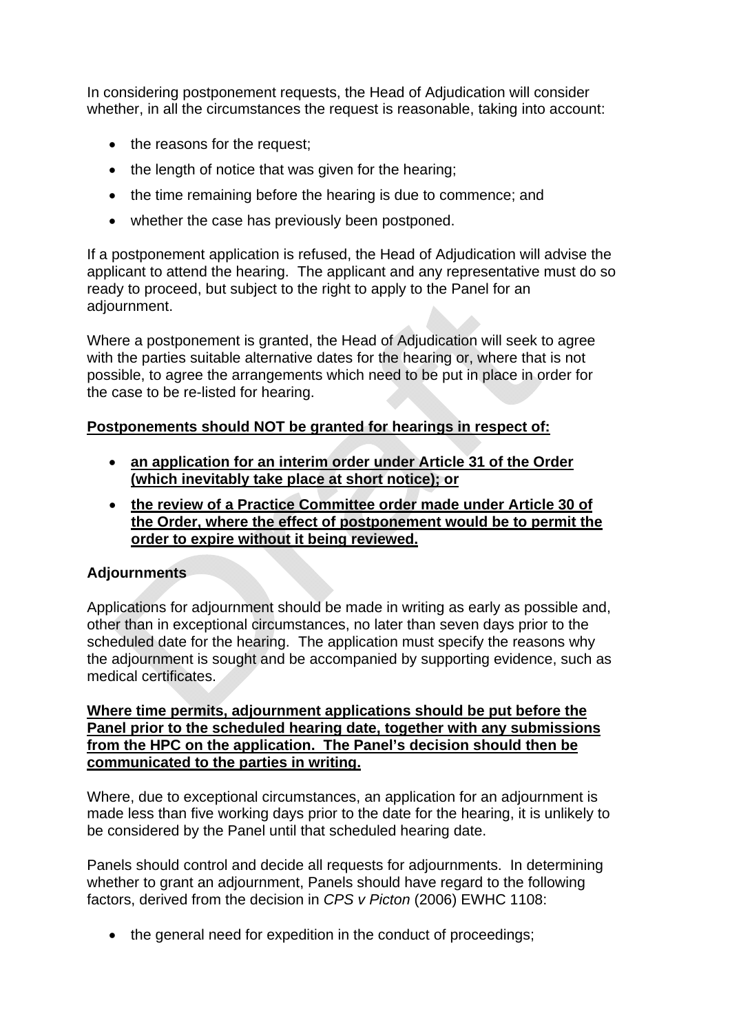In considering postponement requests, the Head of Adjudication will consider whether, in all the circumstances the request is reasonable, taking into account:

- the reasons for the request;
- the length of notice that was given for the hearing;
- the time remaining before the hearing is due to commence; and
- whether the case has previously been postponed.

If a postponement application is refused, the Head of Adjudication will advise the applicant to attend the hearing. The applicant and any representative must do so ready to proceed, but subject to the right to apply to the Panel for an adjournment.

Where a postponement is granted, the Head of Adjudication will seek to agree with the parties suitable alternative dates for the hearing or, where that is not possible, to agree the arrangements which need to be put in place in order for the case to be re-listed for hearing.

**Postponements should NOT be granted for hearings in respect of:**

- **an application for an interim order under Article 31 of the Order (which inevitably take place at short notice); or**
- **the review of a Practice Committee order made under Article 30 of the Order, where the effect of postponement would be to permit the order to expire without it being reviewed.**

**Adjournments**

Applications for adjournment should be made in writing as early as possible and, other than in exceptional circumstances, no later than seven days prior to the scheduled date for the hearing. The application must specify the reasons why the adjournment is sought and be accompanied by supporting evidence, such as medical certificates.

**Where time permits, adjournment applications should be put before the Panel prior to the scheduled hearing date, together with any submissions from the HPC on the application. The Panel's decision should then be communicated to the parties in writing.**

Where, due to exceptional circumstances, an application for an adjournment is made less than five working days prior to the date for the hearing, it is unlikely to be considered by the Panel until that scheduled hearing date.

Panels should control and decide all requests for adjournments. In determining whether to grant an adjournment, Panels should have regard to the following factors, derived from the decision in *CPS v Picton* (2006) EWHC 1108:

- the general need for expedition in the conduct of proceedings;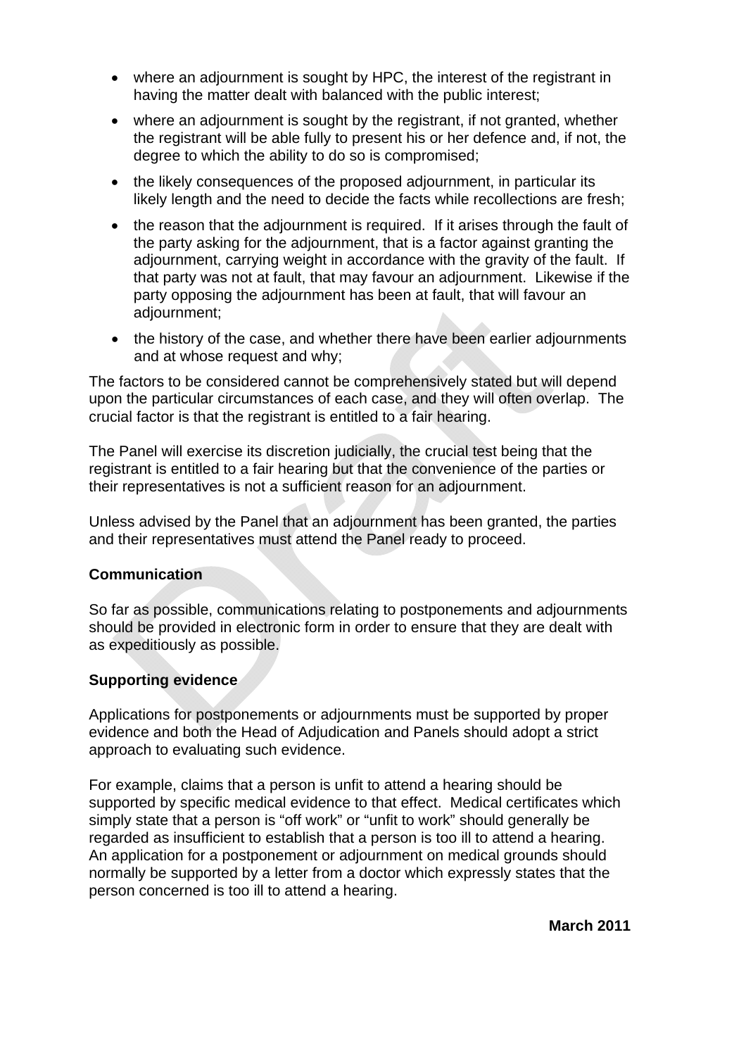- where an adjournment is sought by HPC, the interest of the registrant in having the matter dealt with balanced with the public interest;
- where an adjournment is sought by the registrant, if not granted, whether the registrant will be able fully to present his or her defence and, if not, the degree to which the ability to do so is compromised;
- the likely consequences of the proposed adjournment, in particular its likely length and the need to decide the facts while recollections are fresh;
- the reason that the adjournment is required. If it arises through the fault of the party asking for the adjournment, that is a factor against granting the adjournment, carrying weight in accordance with the gravity of the fault. If that party was not at fault, that may favour an adjournment. Likewise if the party opposing the adjournment has been at fault, that will favour an adjournment;
- the history of the case, and whether there have been earlier adjournments and at whose request and why;

The factors to be considered cannot be comprehensively stated but will depend upon the particular circumstances of each case, and they will often overlap. The crucial factor is that the registrant is entitled to a fair hearing.

The Panel will exercise its discretion judicially, the crucial test being that the registrant is entitled to a fair hearing but that the convenience of the parties or their representatives is not a sufficient reason for an adjournment.

Unless advised by the Panel that an adjournment has been granted, the parties and their representatives must attend the Panel ready to proceed.

**Communication**

So far as possible, communications relating to postponements and adjournments should be provided in electronic form in order to ensure that they are dealt with as expeditiously as possible.

**Supporting evidence**

Applications for postponements or adjournments must be supported by proper evidence and both the Head of Adjudication and Panels should adopt a strict approach to evaluating such evidence.

For example, claims that a person is unfit to attend a hearing should be supported by specific medical evidence to that effect. Medical certificates which simply state that a person is "off work" or "unfit to work" should generally be regarded as insufficient to establish that a person is too ill to attend a hearing. An application for a postponement or adjournment on medical grounds should normally be supported by a letter from a doctor which expressly states that the person concerned is too ill to attend a hearing.

**March 2011**